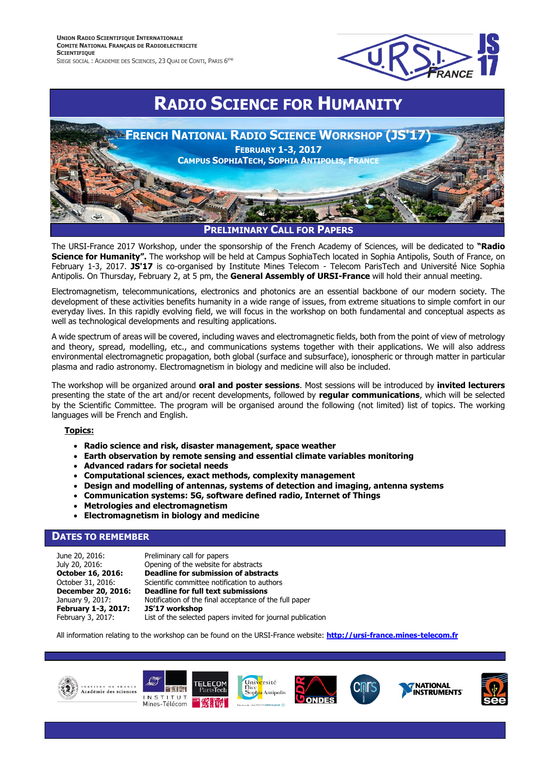**UNION RADIO SCIENTIFIQUE INTERNATIONALE**
**COMITE NATIONAL FRANÇAIS DE RADIOELECTRICITE SCIENTIFIQUE**
SIEGE SOCIAL : ACADEMIE DES SCIENCES, 23 QUAI DE CONTI, PARIS 6EME

# RADIO SCIENCE FOR HUMANITY

## FRENCH NATIONAL RADIO SCIENCE WORKSHOP (JS'17)

**FEBRUARY 1-3, 2017**
**CAMPUS SOPHIATECH, SOPHIA ANTIPOLIS, FRANCE**

## PRELIMINARY CALL FOR PAPERS

The URSI-France 2017 Workshop, under the sponsorship of the French Academy of Sciences, will be dedicated to **"Radio Science for Humanity".** The workshop will be held at Campus SophiaTech located in Sophia Antipolis, South of France, on February 1-3, 2017. **JS'17** is co-organised by Institute Mines Telecom - Telecom ParisTech and Université Nice Sophia Antipolis. On Thursday, February 2, at 5 pm, the **General Assembly of URSI-France** will hold their annual meeting.

Electromagnetism, telecommunications, electronics and photonics are an essential backbone of our modern society. The development of these activities benefits humanity in a wide range of issues, from extreme situations to simple comfort in our everyday lives. In this rapidly evolving field, we will focus in the workshop on both fundamental and conceptual aspects as well as technological developments and resulting applications.

A wide spectrum of areas will be covered, including waves and electromagnetic fields, both from the point of view of metrology and theory, spread, modelling, etc., and communications systems together with their applications. We will also address environmental electromagnetic propagation, both global (surface and subsurface), ionospheric or through matter in particular plasma and radio astronomy. Electromagnetism in biology and medicine will also be included.

The workshop will be organized around **oral and poster sessions**. Most sessions will be introduced by **invited lecturers** presenting the state of the art and/or recent developments, followed by **regular communications**, which will be selected by the Scientific Committee. The program will be organised around the following (not limited) list of topics. The working languages will be French and English.

**Topics:**

- **Radio science and risk, disaster management, space weather**
- **Earth observation by remote sensing and essential climate variables monitoring**
- **Advanced radars for societal needs**
- **Computational sciences, exact methods, complexity management**
- **Design and modelling of antennas, systems of detection and imaging, antenna systems**
- **Communication systems: 5G, software defined radio, Internet of Things**
- **Metrologies and electromagnetism**
- **Electromagnetism in biology and medicine**

## DATES TO REMEMBER

| | |
|---|---|
| June 20, 2016: | Preliminary call for papers |
| July 20, 2016: | Opening of the website for abstracts |
| **October 16, 2016:** | **Deadline for submission of abstracts** |
| October 31, 2016: | Scientific committee notification to authors |
| **December 20, 2016:** | **Deadline for full text submissions** |
| January 9, 2017: | Notification of the final acceptance of the full paper |
| **February 1-3, 2017:** | **JS'17 workshop** |
| February 3, 2017: | List of the selected papers invited for journal publication |

All information relating to the workshop can be found on the URSI-France website: **http://ursi-france.mines-telecom.fr**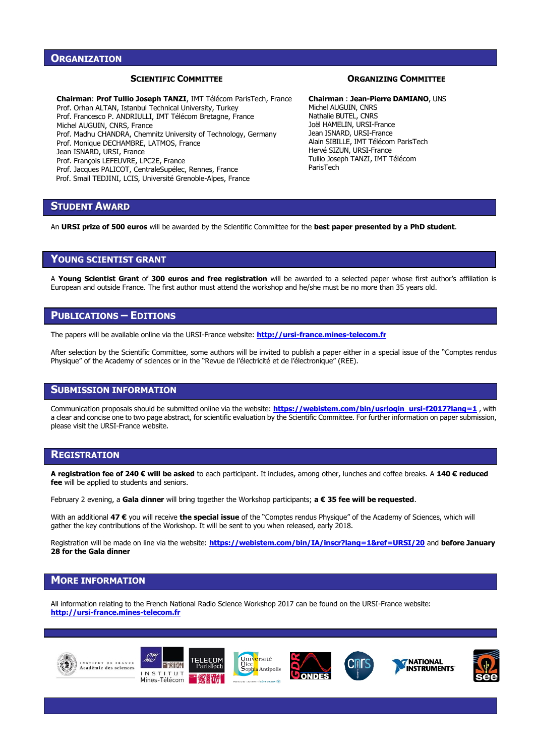## Organization

### Scientific Committee

**Chairman**: **Prof Tullio Joseph TANZI**, IMT Télécom ParisTech, France
Prof. Orhan ALTAN, Istanbul Technical University, Turkey
Prof. Francesco P. ANDRIULLI, IMT Télécom Bretagne, France
Michel AUGUIN, CNRS, France
Prof. Madhu CHANDRA, Chemnitz University of Technology, Germany
Prof. Monique DECHAMBRE, LATMOS, France
Jean ISNARD, URSI, France
Prof. François LEFEUVRE, LPC2E, France
Prof. Jacques PALICOT, CentraleSupélec, Rennes, France
Prof. Smail TEDJINI, LCIS, Université Grenoble-Alpes, France

### Organizing Committee

**Chairman** : **Jean-Pierre DAMIANO**, UNS
Michel AUGUIN, CNRS
Nathalie BUTEL, CNRS
Joël HAMELIN, URSI-France
Jean ISNARD, URSI-France
Alain SIBILLE, IMT Télécom ParisTech
Hervé SIZUN, URSI-France
Tullio Joseph TANZI, IMT Télécom ParisTech

## Student Award

An **URSI prize of 500 euros** will be awarded by the Scientific Committee for the **best paper presented by a PhD student**.

## Young Scientist Grant

A **Young Scientist Grant** of **300 euros and free registration** will be awarded to a selected paper whose first author's affiliation is European and outside France. The first author must attend the workshop and he/she must be no more than 35 years old.

## Publications – Editions

The papers will be available online via the URSI-France website: **http://ursi-france.mines-telecom.fr**

After selection by the Scientific Committee, some authors will be invited to publish a paper either in a special issue of the "Comptes rendus Physique" of the Academy of sciences or in the "Revue de l'électricité et de l'électronique" (REE).

## Submission Information

Communication proposals should be submitted online via the website: **https://webistem.com/bin/usrlogin_ursi-f2017?lang=1** , with a clear and concise one to two page abstract, for scientific evaluation by the Scientific Committee. For further information on paper submission, please visit the URSI-France website.

## Registration

**A registration fee of 240 € will be asked** to each participant. It includes, among other, lunches and coffee breaks. A **140 € reduced fee** will be applied to students and seniors.

February 2 evening, a **Gala dinner** will bring together the Workshop participants; **a € 35 fee will be requested**.

With an additional **47 €** you will receive **the special issue** of the "Comptes rendus Physique" of the Academy of Sciences, which will gather the key contributions of the Workshop. It will be sent to you when released, early 2018.

Registration will be made on line via the website: **https://webistem.com/bin/IA/inscr?lang=1&ref=URSI/20** and **before January 28 for the Gala dinner**

## More Information

All information relating to the French National Radio Science Workshop 2017 can be found on the URSI-France website: **http://ursi-france.mines-telecom.fr**